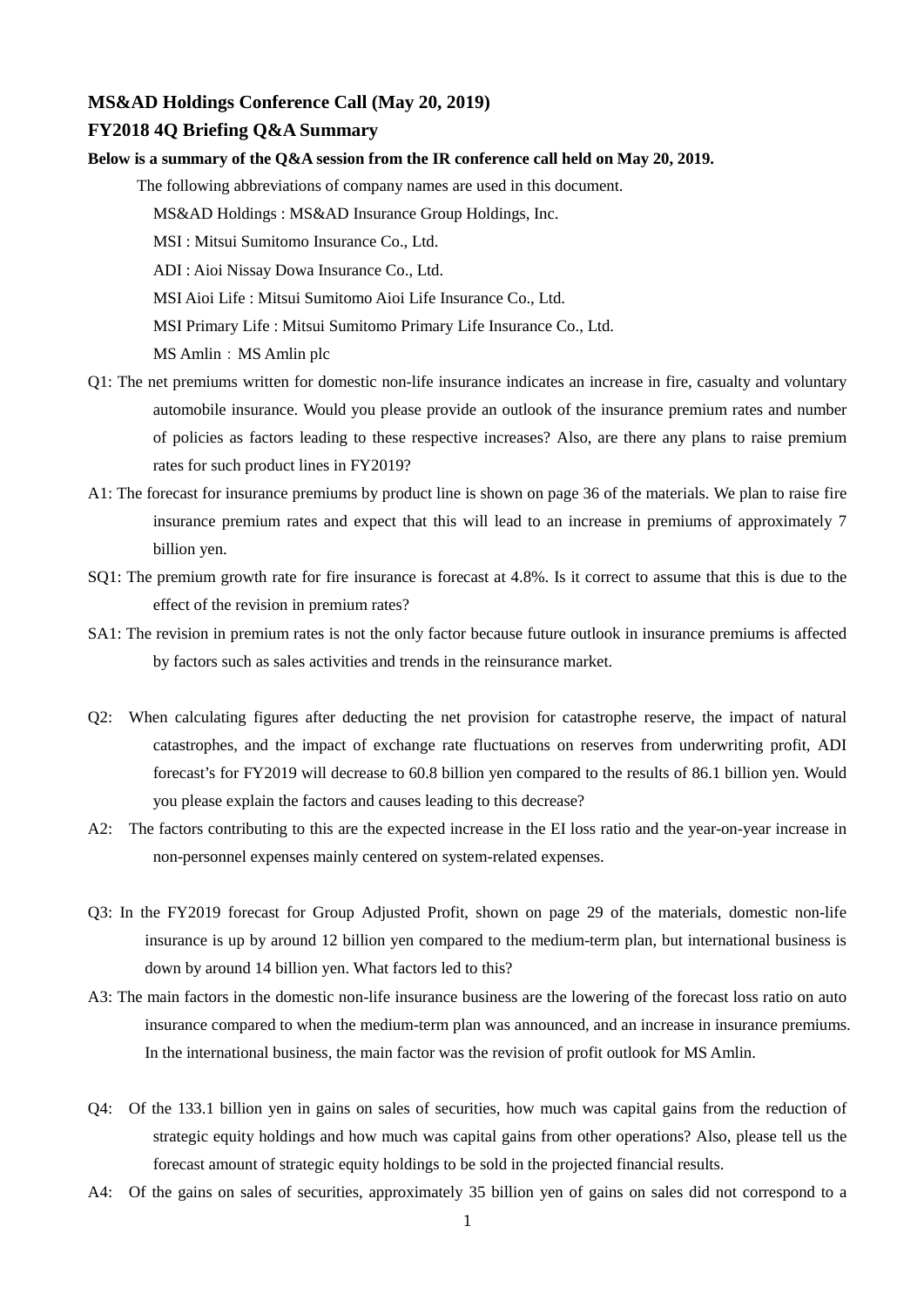**MS&AD Holdings Conference Call (May 20, 2019)**

**FY2018 4Q Briefing Q&A Summary**

**Below is a summary of the Q&A session from the IR conference call held on May 20, 2019.**

The following abbreviations of company names are used in this document.

MS&AD Holdings : MS&AD Insurance Group Holdings, Inc.

MSI : Mitsui Sumitomo Insurance Co., Ltd.

ADI : Aioi Nissay Dowa Insurance Co., Ltd.

MSI Aioi Life : Mitsui Sumitomo Aioi Life Insurance Co., Ltd.

MSI Primary Life : Mitsui Sumitomo Primary Life Insurance Co., Ltd.

MS Amlin：MS Amlin plc

Q1: The net premiums written for domestic non-life insurance indicates an increase in fire, casualty and voluntary automobile insurance. Would you please provide an outlook of the insurance premium rates and number of policies as factors leading to these respective increases? Also, are there any plans to raise premium rates for such product lines in FY2019?

A1: The forecast for insurance premiums by product line is shown on page 36 of the materials. We plan to raise fire insurance premium rates and expect that this will lead to an increase in premiums of approximately 7 billion yen.

SQ1: The premium growth rate for fire insurance is forecast at 4.8%. Is it correct to assume that this is due to the effect of the revision in premium rates?

SA1: The revision in premium rates is not the only factor because future outlook in insurance premiums is affected by factors such as sales activities and trends in the reinsurance market.

Q2: When calculating figures after deducting the net provision for catastrophe reserve, the impact of natural catastrophes, and the impact of exchange rate fluctuations on reserves from underwriting profit, ADI forecast's for FY2019 will decrease to 60.8 billion yen compared to the results of 86.1 billion yen. Would you please explain the factors and causes leading to this decrease?

A2: The factors contributing to this are the expected increase in the EI loss ratio and the year-on-year increase in non-personnel expenses mainly centered on system-related expenses.

Q3: In the FY2019 forecast for Group Adjusted Profit, shown on page 29 of the materials, domestic non-life insurance is up by around 12 billion yen compared to the medium-term plan, but international business is down by around 14 billion yen. What factors led to this?

A3: The main factors in the domestic non-life insurance business are the lowering of the forecast loss ratio on auto insurance compared to when the medium-term plan was announced, and an increase in insurance premiums. In the international business, the main factor was the revision of profit outlook for MS Amlin.

Q4: Of the 133.1 billion yen in gains on sales of securities, how much was capital gains from the reduction of strategic equity holdings and how much was capital gains from other operations? Also, please tell us the forecast amount of strategic equity holdings to be sold in the projected financial results.

A4: Of the gains on sales of securities, approximately 35 billion yen of gains on sales did not correspond to a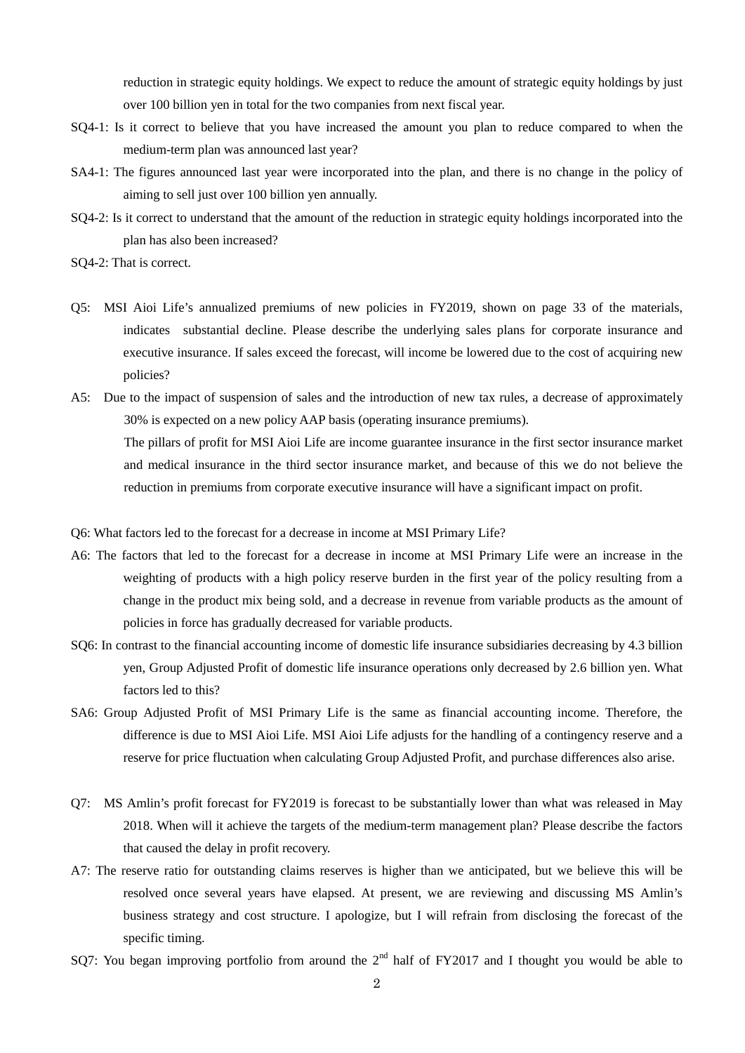reduction in strategic equity holdings. We expect to reduce the amount of strategic equity holdings by just over 100 billion yen in total for the two companies from next fiscal year.

SQ4-1: Is it correct to believe that you have increased the amount you plan to reduce compared to when the medium-term plan was announced last year?

SA4-1: The figures announced last year were incorporated into the plan, and there is no change in the policy of aiming to sell just over 100 billion yen annually.

SQ4-2: Is it correct to understand that the amount of the reduction in strategic equity holdings incorporated into the plan has also been increased?

SQ4-2: That is correct.

Q5: MSI Aioi Life's annualized premiums of new policies in FY2019, shown on page 33 of the materials, indicates substantial decline. Please describe the underlying sales plans for corporate insurance and executive insurance. If sales exceed the forecast, will income be lowered due to the cost of acquiring new policies?

A5: Due to the impact of suspension of sales and the introduction of new tax rules, a decrease of approximately 30% is expected on a new policy AAP basis (operating insurance premiums).
The pillars of profit for MSI Aioi Life are income guarantee insurance in the first sector insurance market and medical insurance in the third sector insurance market, and because of this we do not believe the reduction in premiums from corporate executive insurance will have a significant impact on profit.

Q6: What factors led to the forecast for a decrease in income at MSI Primary Life?

A6: The factors that led to the forecast for a decrease in income at MSI Primary Life were an increase in the weighting of products with a high policy reserve burden in the first year of the policy resulting from a change in the product mix being sold, and a decrease in revenue from variable products as the amount of policies in force has gradually decreased for variable products.

SQ6: In contrast to the financial accounting income of domestic life insurance subsidiaries decreasing by 4.3 billion yen, Group Adjusted Profit of domestic life insurance operations only decreased by 2.6 billion yen. What factors led to this?

SA6: Group Adjusted Profit of MSI Primary Life is the same as financial accounting income. Therefore, the difference is due to MSI Aioi Life. MSI Aioi Life adjusts for the handling of a contingency reserve and a reserve for price fluctuation when calculating Group Adjusted Profit, and purchase differences also arise.

Q7: MS Amlin's profit forecast for FY2019 is forecast to be substantially lower than what was released in May 2018. When will it achieve the targets of the medium-term management plan? Please describe the factors that caused the delay in profit recovery.

A7: The reserve ratio for outstanding claims reserves is higher than we anticipated, but we believe this will be resolved once several years have elapsed. At present, we are reviewing and discussing MS Amlin's business strategy and cost structure. I apologize, but I will refrain from disclosing the forecast of the specific timing.

SQ7: You began improving portfolio from around the 2nd half of FY2017 and I thought you would be able to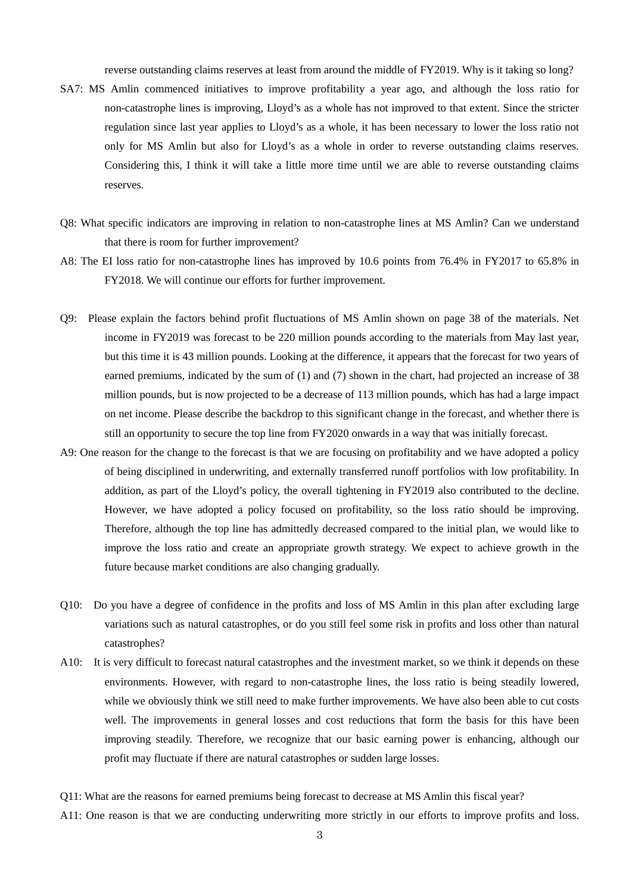reverse outstanding claims reserves at least from around the middle of FY2019. Why is it taking so long?

SA7: MS Amlin commenced initiatives to improve profitability a year ago, and although the loss ratio for non-catastrophe lines is improving, Lloyd's as a whole has not improved to that extent. Since the stricter regulation since last year applies to Lloyd's as a whole, it has been necessary to lower the loss ratio not only for MS Amlin but also for Lloyd's as a whole in order to reverse outstanding claims reserves. Considering this, I think it will take a little more time until we are able to reverse outstanding claims reserves.

Q8: What specific indicators are improving in relation to non-catastrophe lines at MS Amlin? Can we understand that there is room for further improvement?

A8: The EI loss ratio for non-catastrophe lines has improved by 10.6 points from 76.4% in FY2017 to 65.8% in FY2018. We will continue our efforts for further improvement.

Q9: Please explain the factors behind profit fluctuations of MS Amlin shown on page 38 of the materials. Net income in FY2019 was forecast to be 220 million pounds according to the materials from May last year, but this time it is 43 million pounds. Looking at the difference, it appears that the forecast for two years of earned premiums, indicated by the sum of (1) and (7) shown in the chart, had projected an increase of 38 million pounds, but is now projected to be a decrease of 113 million pounds, which has had a large impact on net income. Please describe the backdrop to this significant change in the forecast, and whether there is still an opportunity to secure the top line from FY2020 onwards in a way that was initially forecast.

A9: One reason for the change to the forecast is that we are focusing on profitability and we have adopted a policy of being disciplined in underwriting, and externally transferred runoff portfolios with low profitability. In addition, as part of the Lloyd's policy, the overall tightening in FY2019 also contributed to the decline. However, we have adopted a policy focused on profitability, so the loss ratio should be improving. Therefore, although the top line has admittedly decreased compared to the initial plan, we would like to improve the loss ratio and create an appropriate growth strategy. We expect to achieve growth in the future because market conditions are also changing gradually.

Q10: Do you have a degree of confidence in the profits and loss of MS Amlin in this plan after excluding large variations such as natural catastrophes, or do you still feel some risk in profits and loss other than natural catastrophes?

A10: It is very difficult to forecast natural catastrophes and the investment market, so we think it depends on these environments. However, with regard to non-catastrophe lines, the loss ratio is being steadily lowered, while we obviously think we still need to make further improvements. We have also been able to cut costs well. The improvements in general losses and cost reductions that form the basis for this have been improving steadily. Therefore, we recognize that our basic earning power is enhancing, although our profit may fluctuate if there are natural catastrophes or sudden large losses.

Q11: What are the reasons for earned premiums being forecast to decrease at MS Amlin this fiscal year?

A11: One reason is that we are conducting underwriting more strictly in our efforts to improve profits and loss.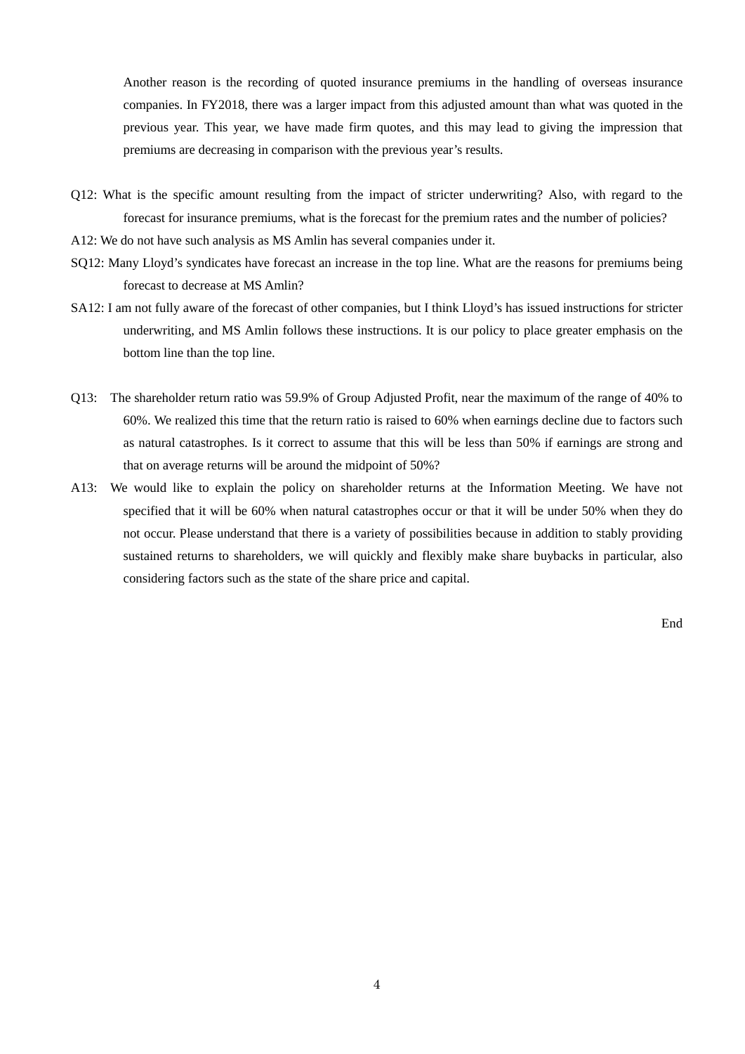Another reason is the recording of quoted insurance premiums in the handling of overseas insurance companies. In FY2018, there was a larger impact from this adjusted amount than what was quoted in the previous year. This year, we have made firm quotes, and this may lead to giving the impression that premiums are decreasing in comparison with the previous year's results.

Q12: What is the specific amount resulting from the impact of stricter underwriting? Also, with regard to the forecast for insurance premiums, what is the forecast for the premium rates and the number of policies?

A12: We do not have such analysis as MS Amlin has several companies under it.

SQ12: Many Lloyd's syndicates have forecast an increase in the top line. What are the reasons for premiums being forecast to decrease at MS Amlin?

SA12: I am not fully aware of the forecast of other companies, but I think Lloyd's has issued instructions for stricter underwriting, and MS Amlin follows these instructions. It is our policy to place greater emphasis on the bottom line than the top line.

Q13: The shareholder return ratio was 59.9% of Group Adjusted Profit, near the maximum of the range of 40% to 60%. We realized this time that the return ratio is raised to 60% when earnings decline due to factors such as natural catastrophes. Is it correct to assume that this will be less than 50% if earnings are strong and that on average returns will be around the midpoint of 50%?

A13: We would like to explain the policy on shareholder returns at the Information Meeting. We have not specified that it will be 60% when natural catastrophes occur or that it will be under 50% when they do not occur. Please understand that there is a variety of possibilities because in addition to stably providing sustained returns to shareholders, we will quickly and flexibly make share buybacks in particular, also considering factors such as the state of the share price and capital.

End